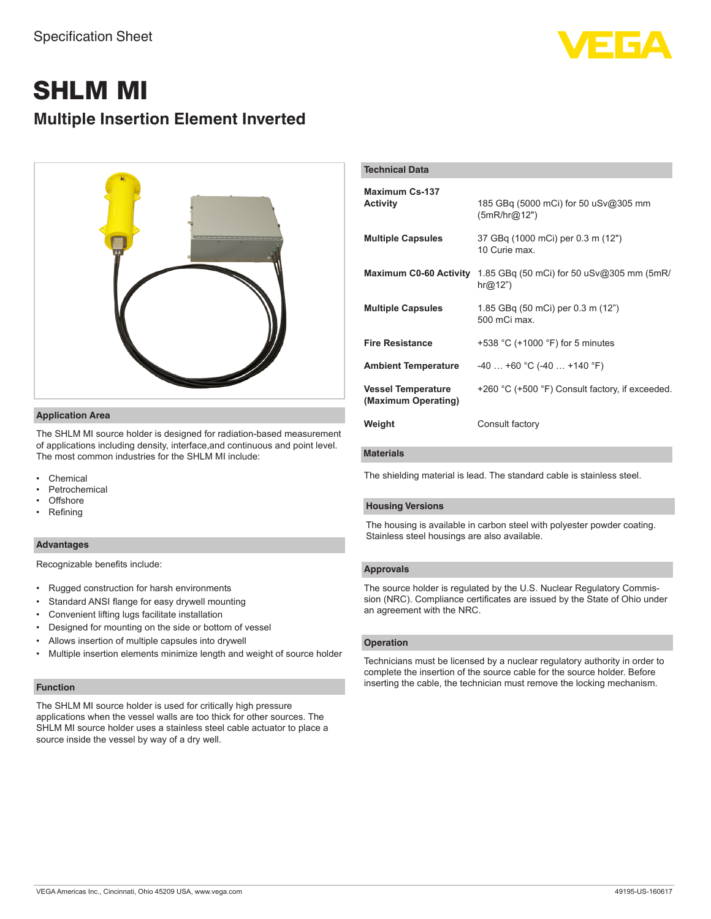Specification Sheet

# SHLM MI

## Multiple Insertion Element Inverted

### Application Area

The SHLM MI source holder is designed for radiation-based measurement of applications including density, interface,and continuous and point level. The most common industries for the SHLM MI include:

- Chemical
- Petrochemical
- Offshore
- Refining

### Advantages

Recognizable benefits include:

- Rugged construction for harsh environments
- Standard ANSI flange for easy drywell mounting
- Convenient lifting lugs facilitate installation
- Designed for mounting on the side or bottom of vessel
- Allows insertion of multiple capsules into drywell
- Multiple insertion elements minimize length and weight of source holder

### Function

The SHLM MI source holder is used for critically high pressure applications when the vessel walls are too thick for other sources. The SHLM MI source holder uses a stainless steel cable actuator to place a source inside the vessel by way of a dry well.

### Technical Data

| | |
|---|---|
| **Maximum Cs-137 Activity** | 185 GBq (5000 mCi) for 50 uSv@305 mm (5mR/hr@12") |
| **Multiple Capsules** | 37 GBq (1000 mCi) per 0.3 m (12")<br>10 Curie max. |
| **Maximum C0-60 Activity** | 1.85 GBq (50 mCi) for 50 uSv@305 mm (5mR/hr@12”) |
| **Multiple Capsules** | 1.85 GBq (50 mCi) per 0.3 m (12”)<br>500 mCi max. |
| **Fire Resistance** | +538 °C (+1000 °F) for 5 minutes |
| **Ambient Temperature** | -40 … +60 °C (-40 … +140 °F) |
| **Vessel Temperature (Maximum Operating)** | +260 °C (+500 °F) Consult factory, if exceeded. |
| **Weight** | Consult factory |

### Materials

The shielding material is lead. The standard cable is stainless steel.

### Housing Versions

The housing is available in carbon steel with polyester powder coating. Stainless steel housings are also available.

### Approvals

The source holder is regulated by the U.S. Nuclear Regulatory Commission (NRC). Compliance certificates are issued by the State of Ohio under an agreement with the NRC.

### Operation

Technicians must be licensed by a nuclear regulatory authority in order to complete the insertion of the source cable for the source holder. Before inserting the cable, the technician must remove the locking mechanism.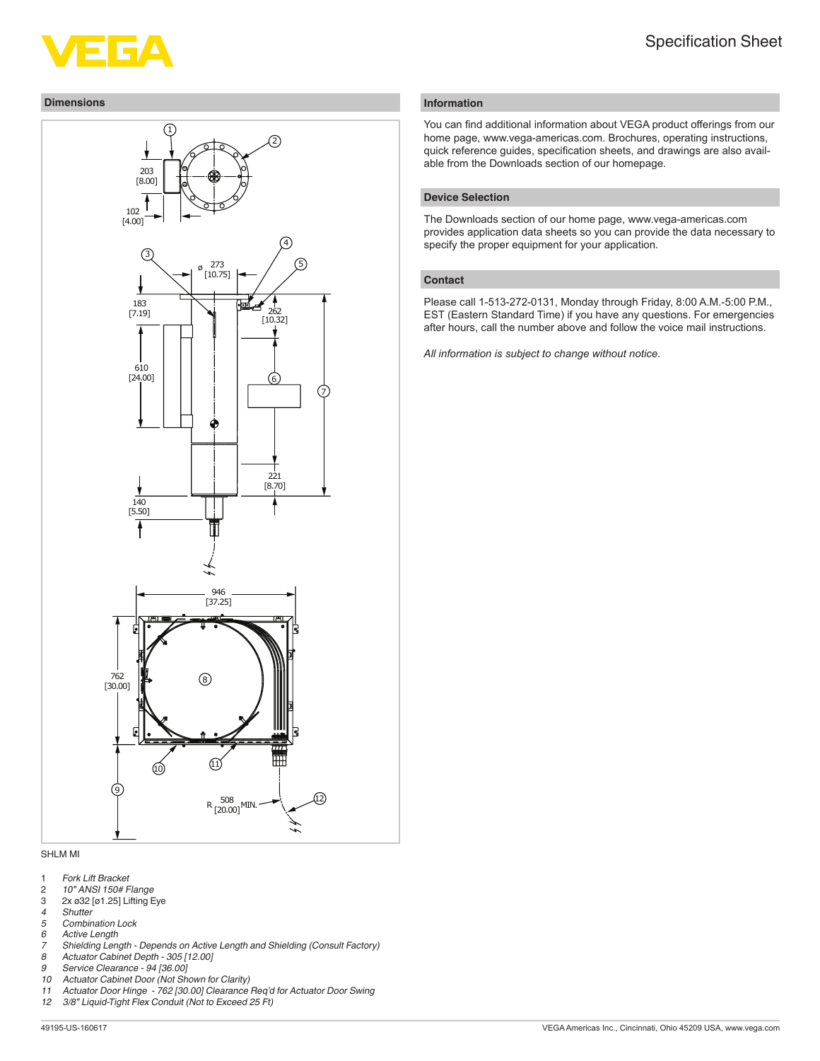## Dimensions

203
[8.00]

102
[4.00]

ø 273
[10.75]

183
[7.19]

262
[10.32]

610
[24.00]

221
[8.70]

140
[5.50]

946
[37.25]

762
[30.00]

R 508
[20.00] MIN.

SHLM MI

1 *Fork Lift Bracket*
2 *10" ANSI 150# Flange*
3 2x ø32 [ø1.25] Lifting Eye
4 *Shutter*
5 *Combination Lock*
6 *Active Length*
7 *Shielding Length - Depends on Active Length and Shielding (Consult Factory)*
8 *Actuator Cabinet Depth - 305 [12.00]*
9 *Service Clearance - 94 [36.00]*
10 *Actuator Cabinet Door (Not Shown for Clarity)*
11 *Actuator Door Hinge - 762 [30.00] Clearance Req'd for Actuator Door Swing*
12 *3/8" Liquid-Tight Flex Conduit (Not to Exceed 25 Ft)*

## Information

You can find additional information about VEGA product offerings from our home page, www.vega-americas.com. Brochures, operating instructions, quick reference guides, specification sheets, and drawings are also available from the Downloads section of our homepage.

## Device Selection

The Downloads section of our home page, www.vega-americas.com provides application data sheets so you can provide the data necessary to specify the proper equipment for your application.

## Contact

Please call 1-513-272-0131, Monday through Friday, 8:00 A.M.-5:00 P.M., EST (Eastern Standard Time) if you have any questions. For emergencies after hours, call the number above and follow the voice mail instructions.

*All information is subject to change without notice.*

49195-US-160617

VEGA Americas Inc., Cincinnati, Ohio 45209 USA, www.vega.com